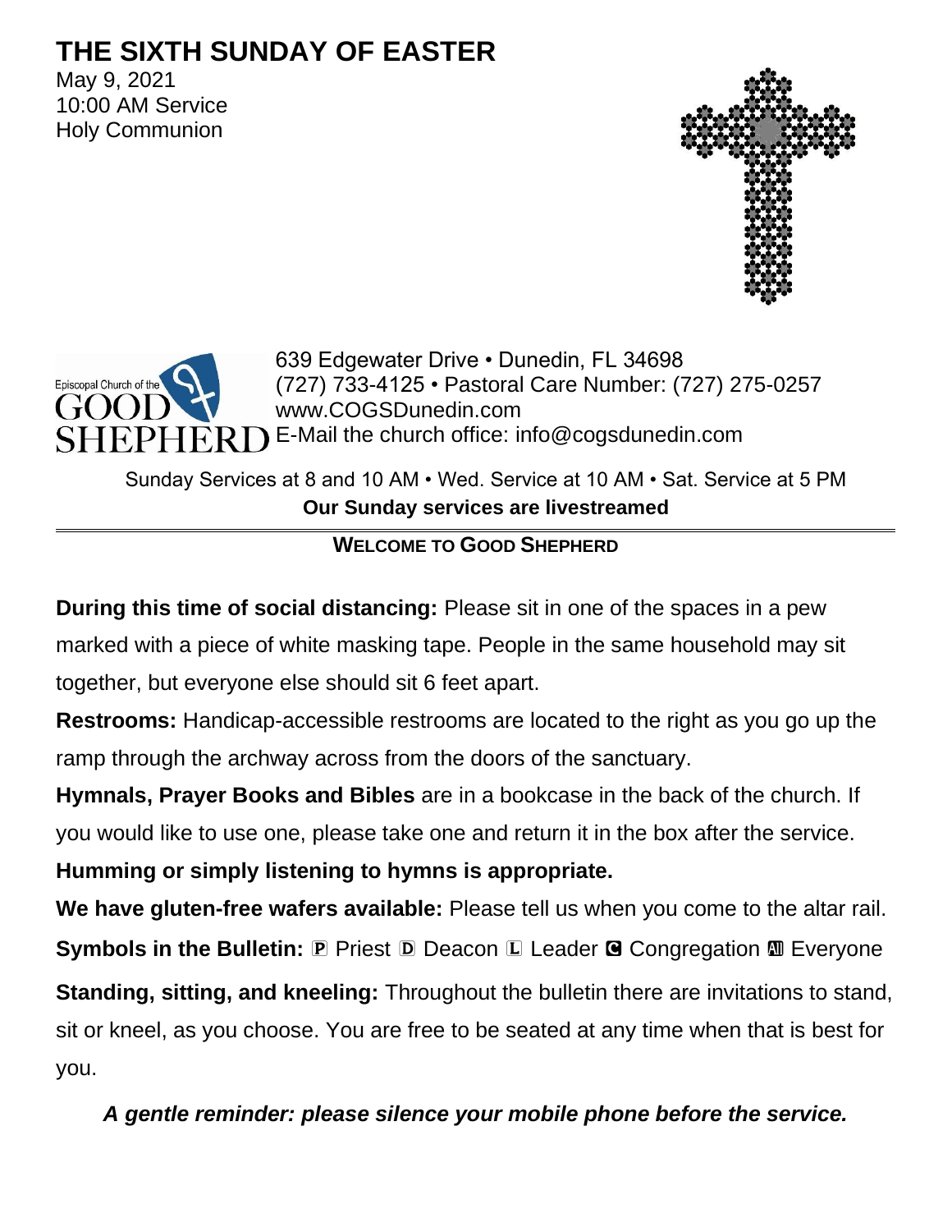# THE SIXTH SUNDAY OF EASTER

May 9, 2021
10:00 AM Service
Holy Communion

Episcopal Church of the GOOD SHEPHERD

639 Edgewater Drive • Dunedin, FL 34698
(727) 733-4125 • Pastoral Care Number: (727) 275-0257
www.COGSDunedin.com
E-Mail the church office: info@cogsdunedin.com

Sunday Services at 8 and 10 AM • Wed. Service at 10 AM • Sat. Service at 5 PM
**Our Sunday services are livestreamed**

---

## WELCOME TO GOOD SHEPHERD

**During this time of social distancing:** Please sit in one of the spaces in a pew marked with a piece of white masking tape. People in the same household may sit together, but everyone else should sit 6 feet apart.

**Restrooms:** Handicap-accessible restrooms are located to the right as you go up the ramp through the archway across from the doors of the sanctuary.

**Hymnals, Prayer Books and Bibles** are in a bookcase in the back of the church. If you would like to use one, please take one and return it in the box after the service.

**Humming or simply listening to hymns is appropriate.**

**We have gluten-free wafers available:** Please tell us when you come to the altar rail.

**Symbols in the Bulletin:** 🄿 Priest 🄳 Deacon 🄻 Leader 🅲 Congregation 🅰 Everyone

**Standing, sitting, and kneeling:** Throughout the bulletin there are invitations to stand, sit or kneel, as you choose. You are free to be seated at any time when that is best for you.

***A gentle reminder: please silence your mobile phone before the service.***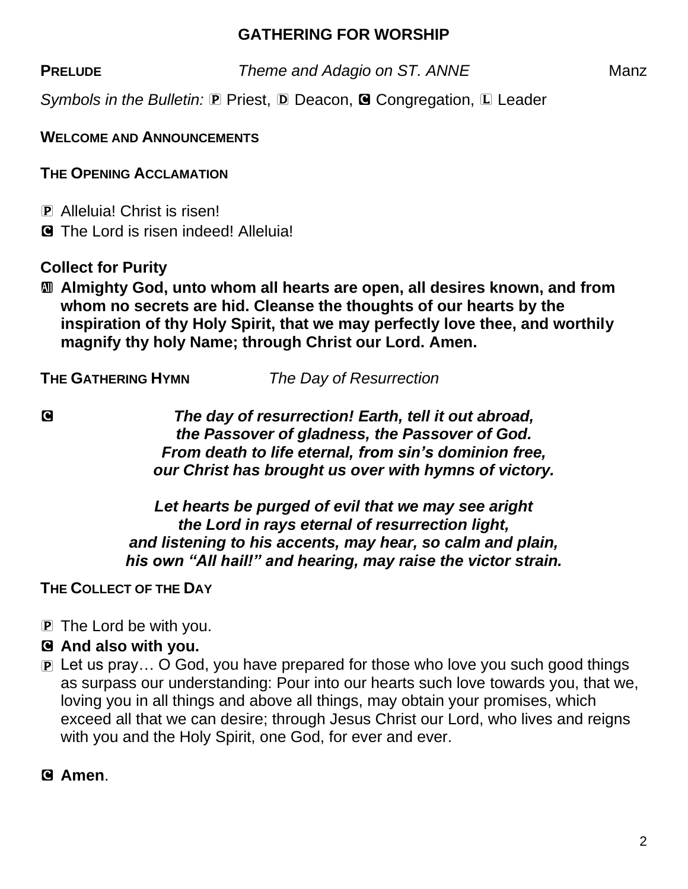## GATHERING FOR WORSHIP

**PRELUDE** *Theme and Adagio on ST. ANNE* Manz

*Symbols in the Bulletin:* Ⓟ Priest, Ⓓ Deacon, Ⓒ Congregation, Ⓛ Leader

**WELCOME AND ANNOUNCEMENTS**

**THE OPENING ACCLAMATION**

Ⓟ Alleluia! Christ is risen!
Ⓒ The Lord is risen indeed! Alleluia!

**Collect for Purity**

Ⓐ **Almighty God, unto whom all hearts are open, all desires known, and from whom no secrets are hid. Cleanse the thoughts of our hearts by the inspiration of thy Holy Spirit, that we may perfectly love thee, and worthily magnify thy holy Name; through Christ our Lord. Amen.**

**THE GATHERING HYMN** *The Day of Resurrection*

Ⓒ ***The day of resurrection! Earth, tell it out abroad,***
***the Passover of gladness, the Passover of God.***
***From death to life eternal, from sin's dominion free,***
***our Christ has brought us over with hymns of victory.***

***Let hearts be purged of evil that we may see aright***
***the Lord in rays eternal of resurrection light,***
***and listening to his accents, may hear, so calm and plain,***
***his own "All hail!" and hearing, may raise the victor strain.***

**THE COLLECT OF THE DAY**

Ⓟ The Lord be with you.
Ⓒ **And also with you.**
Ⓟ Let us pray… O God, you have prepared for those who love you such good things as surpass our understanding: Pour into our hearts such love towards you, that we, loving you in all things and above all things, may obtain your promises, which exceed all that we can desire; through Jesus Christ our Lord, who lives and reigns with you and the Holy Spirit, one God, for ever and ever.

Ⓒ **Amen**.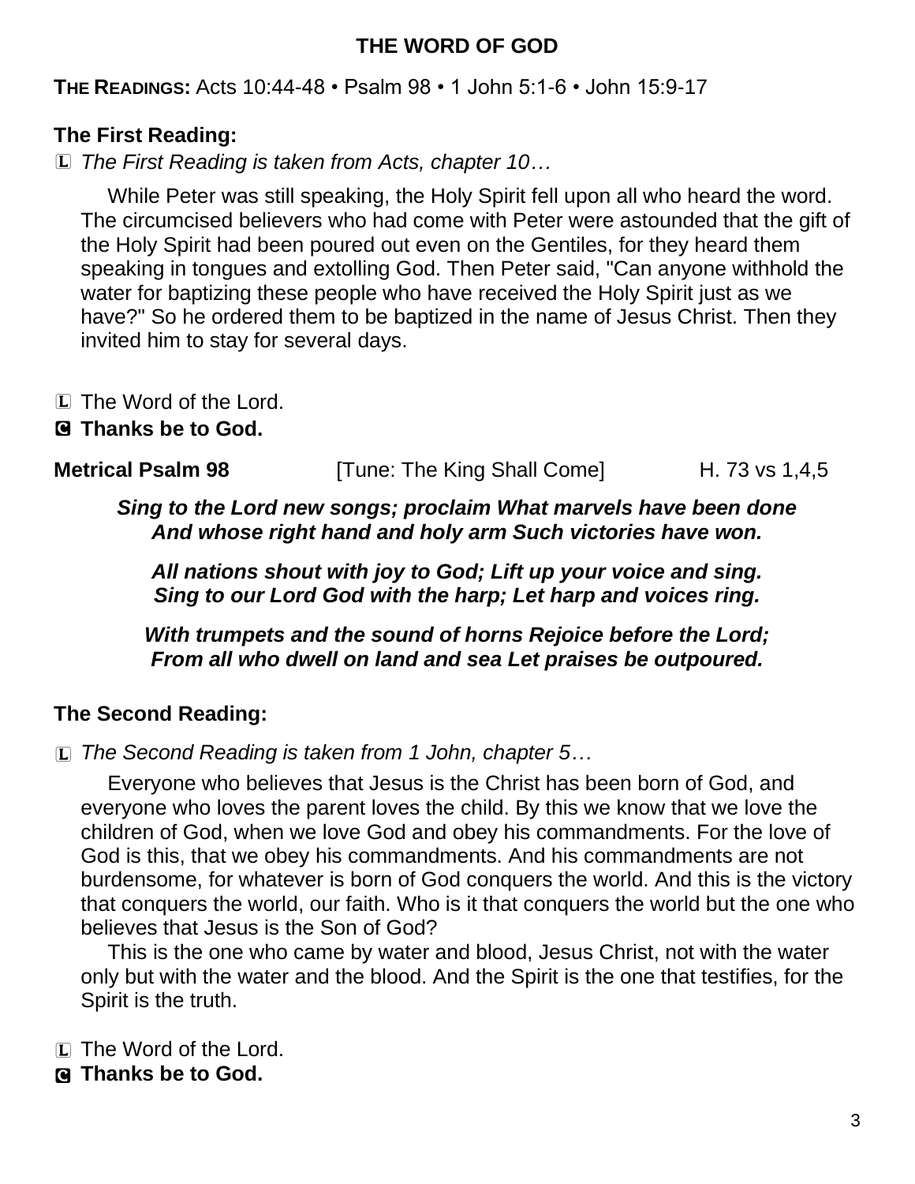# THE WORD OF GOD

**THE READINGS:** Acts 10:44-48 • Psalm 98 • 1 John 5:1-6 • John 15:9-17

**The First Reading:**

L *The First Reading is taken from Acts, chapter 10…*

While Peter was still speaking, the Holy Spirit fell upon all who heard the word. The circumcised believers who had come with Peter were astounded that the gift of the Holy Spirit had been poured out even on the Gentiles, for they heard them speaking in tongues and extolling God. Then Peter said, "Can anyone withhold the water for baptizing these people who have received the Holy Spirit just as we have?" So he ordered them to be baptized in the name of Jesus Christ. Then they invited him to stay for several days.

L The Word of the Lord.
C **Thanks be to God.**

**Metrical Psalm 98** [Tune: The King Shall Come] H. 73 vs 1,4,5

***Sing to the Lord new songs; proclaim What marvels have been done***
***And whose right hand and holy arm Such victories have won.***

***All nations shout with joy to God; Lift up your voice and sing.***
***Sing to our Lord God with the harp; Let harp and voices ring.***

***With trumpets and the sound of horns Rejoice before the Lord;***
***From all who dwell on land and sea Let praises be outpoured.***

**The Second Reading:**

L *The Second Reading is taken from 1 John, chapter 5…*

Everyone who believes that Jesus is the Christ has been born of God, and everyone who loves the parent loves the child. By this we know that we love the children of God, when we love God and obey his commandments. For the love of God is this, that we obey his commandments. And his commandments are not burdensome, for whatever is born of God conquers the world. And this is the victory that conquers the world, our faith. Who is it that conquers the world but the one who believes that Jesus is the Son of God?

This is the one who came by water and blood, Jesus Christ, not with the water only but with the water and the blood. And the Spirit is the one that testifies, for the Spirit is the truth.

L The Word of the Lord.
C **Thanks be to God.**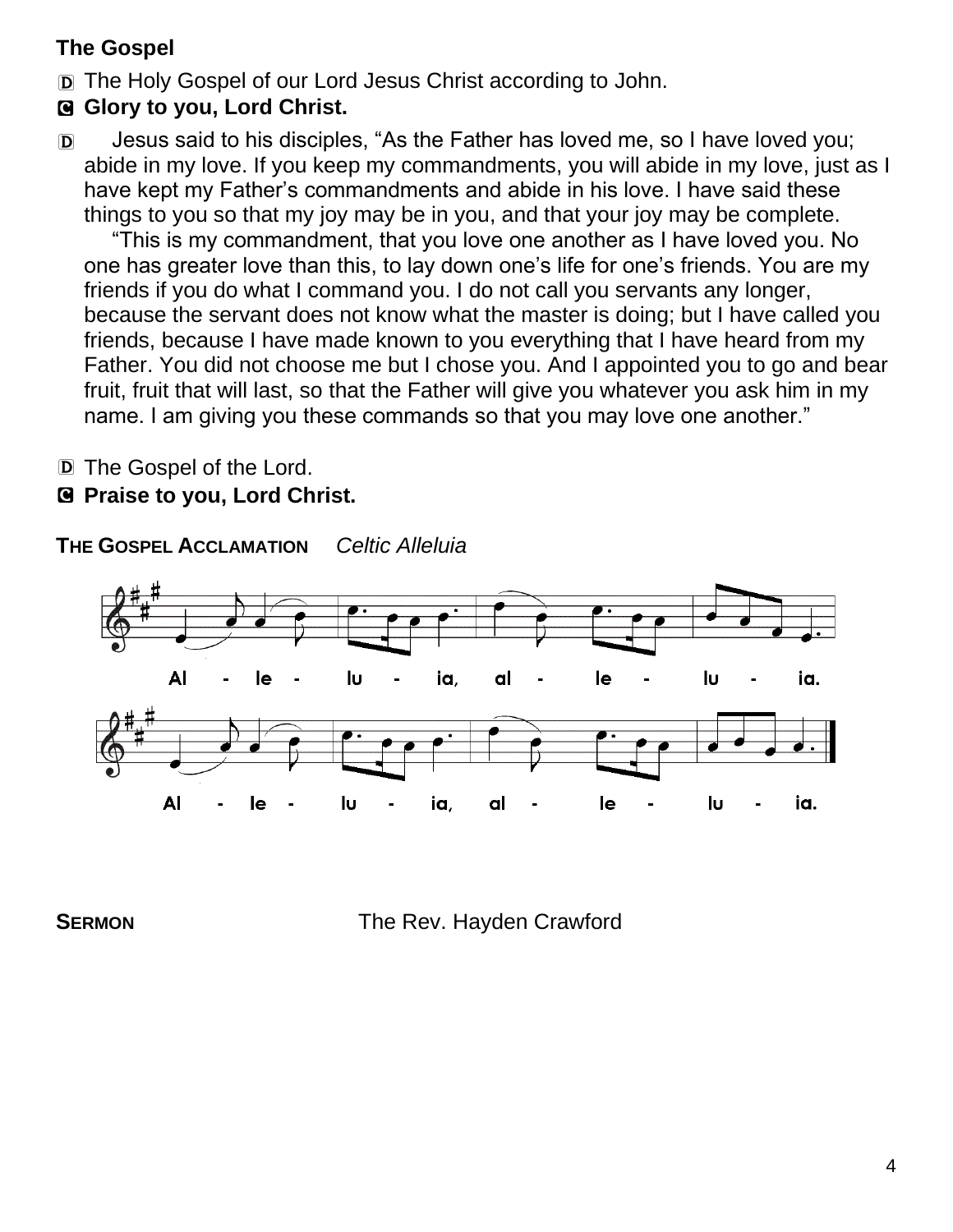**The Gospel**

D The Holy Gospel of our Lord Jesus Christ according to John.

**C Glory to you, Lord Christ.**

D Jesus said to his disciples, "As the Father has loved me, so I have loved you; abide in my love. If you keep my commandments, you will abide in my love, just as I have kept my Father's commandments and abide in his love. I have said these things to you so that my joy may be in you, and that your joy may be complete.

"This is my commandment, that you love one another as I have loved you. No one has greater love than this, to lay down one's life for one's friends. You are my friends if you do what I command you. I do not call you servants any longer, because the servant does not know what the master is doing; but I have called you friends, because I have made known to you everything that I have heard from my Father. You did not choose me but I chose you. And I appointed you to go and bear fruit, fruit that will last, so that the Father will give you whatever you ask him in my name. I am giving you these commands so that you may love one another."

D The Gospel of the Lord.

**C Praise to you, Lord Christ.**

**THE GOSPEL ACCLAMATION** *Celtic Alleluia*

Al - le - lu - ia, al - le - lu - ia.

Al - le - lu - ia, al - le - lu - ia.

**SERMON** The Rev. Hayden Crawford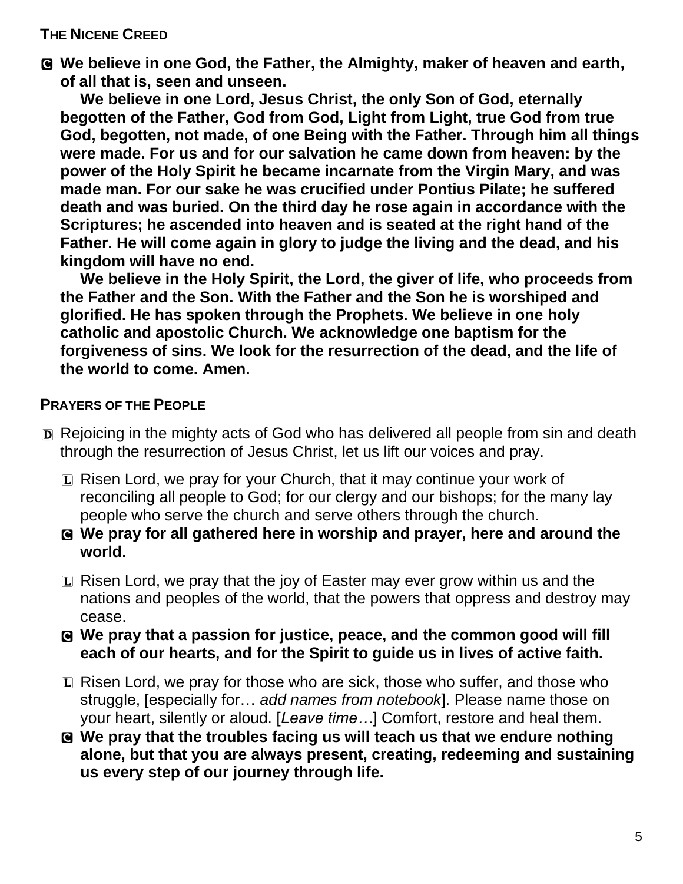**THE NICENE CREED**

C **We believe in one God, the Father, the Almighty, maker of heaven and earth, of all that is, seen and unseen.**

**We believe in one Lord, Jesus Christ, the only Son of God, eternally begotten of the Father, God from God, Light from Light, true God from true God, begotten, not made, of one Being with the Father. Through him all things were made. For us and for our salvation he came down from heaven: by the power of the Holy Spirit he became incarnate from the Virgin Mary, and was made man. For our sake he was crucified under Pontius Pilate; he suffered death and was buried. On the third day he rose again in accordance with the Scriptures; he ascended into heaven and is seated at the right hand of the Father. He will come again in glory to judge the living and the dead, and his kingdom will have no end.**

**We believe in the Holy Spirit, the Lord, the giver of life, who proceeds from the Father and the Son. With the Father and the Son he is worshiped and glorified. He has spoken through the Prophets. We believe in one holy catholic and apostolic Church. We acknowledge one baptism for the forgiveness of sins. We look for the resurrection of the dead, and the life of the world to come. Amen.**

**PRAYERS OF THE PEOPLE**

D Rejoicing in the mighty acts of God who has delivered all people from sin and death through the resurrection of Jesus Christ, let us lift our voices and pray.

L Risen Lord, we pray for your Church, that it may continue your work of reconciling all people to God; for our clergy and our bishops; for the many lay people who serve the church and serve others through the church.

C **We pray for all gathered here in worship and prayer, here and around the world.**

L Risen Lord, we pray that the joy of Easter may ever grow within us and the nations and peoples of the world, that the powers that oppress and destroy may cease.

C **We pray that a passion for justice, peace, and the common good will fill each of our hearts, and for the Spirit to guide us in lives of active faith.**

L Risen Lord, we pray for those who are sick, those who suffer, and those who struggle, [especially for… *add names from notebook*]. Please name those on your heart, silently or aloud. [*Leave time…*] Comfort, restore and heal them.

C **We pray that the troubles facing us will teach us that we endure nothing alone, but that you are always present, creating, redeeming and sustaining us every step of our journey through life.**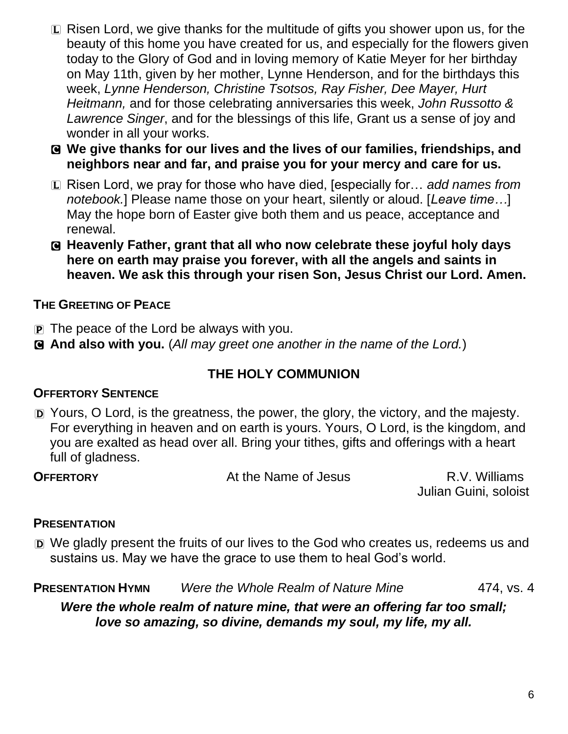L Risen Lord, we give thanks for the multitude of gifts you shower upon us, for the beauty of this home you have created for us, and especially for the flowers given today to the Glory of God and in loving memory of Katie Meyer for her birthday on May 11th, given by her mother, Lynne Henderson, and for the birthdays this week, *Lynne Henderson, Christine Tsotsos, Ray Fisher, Dee Mayer, Hurt Heitmann,* and for those celebrating anniversaries this week, *John Russotto & Lawrence Singer*, and for the blessings of this life, Grant us a sense of joy and wonder in all your works.

C **We give thanks for our lives and the lives of our families, friendships, and neighbors near and far, and praise you for your mercy and care for us.**

L Risen Lord, we pray for those who have died, [especially for… *add names from notebook.*] Please name those on your heart, silently or aloud. [*Leave time…*] May the hope born of Easter give both them and us peace, acceptance and renewal.

C **Heavenly Father, grant that all who now celebrate these joyful holy days here on earth may praise you forever, with all the angels and saints in heaven. We ask this through your risen Son, Jesus Christ our Lord. Amen.**

**THE GREETING OF PEACE**

P The peace of the Lord be always with you.

C **And also with you.** (*All may greet one another in the name of the Lord.*)

## THE HOLY COMMUNION

**OFFERTORY SENTENCE**

D Yours, O Lord, is the greatness, the power, the glory, the victory, and the majesty. For everything in heaven and on earth is yours. Yours, O Lord, is the kingdom, and you are exalted as head over all. Bring your tithes, gifts and offerings with a heart full of gladness.

**OFFERTORY** At the Name of Jesus R.V. Williams
Julian Guini, soloist

**PRESENTATION**

D We gladly present the fruits of our lives to the God who creates us, redeems us and sustains us. May we have the grace to use them to heal God's world.

**PRESENTATION HYMN** *Were the Whole Realm of Nature Mine* 474, vs. 4

***Were the whole realm of nature mine, that were an offering far too small; love so amazing, so divine, demands my soul, my life, my all.***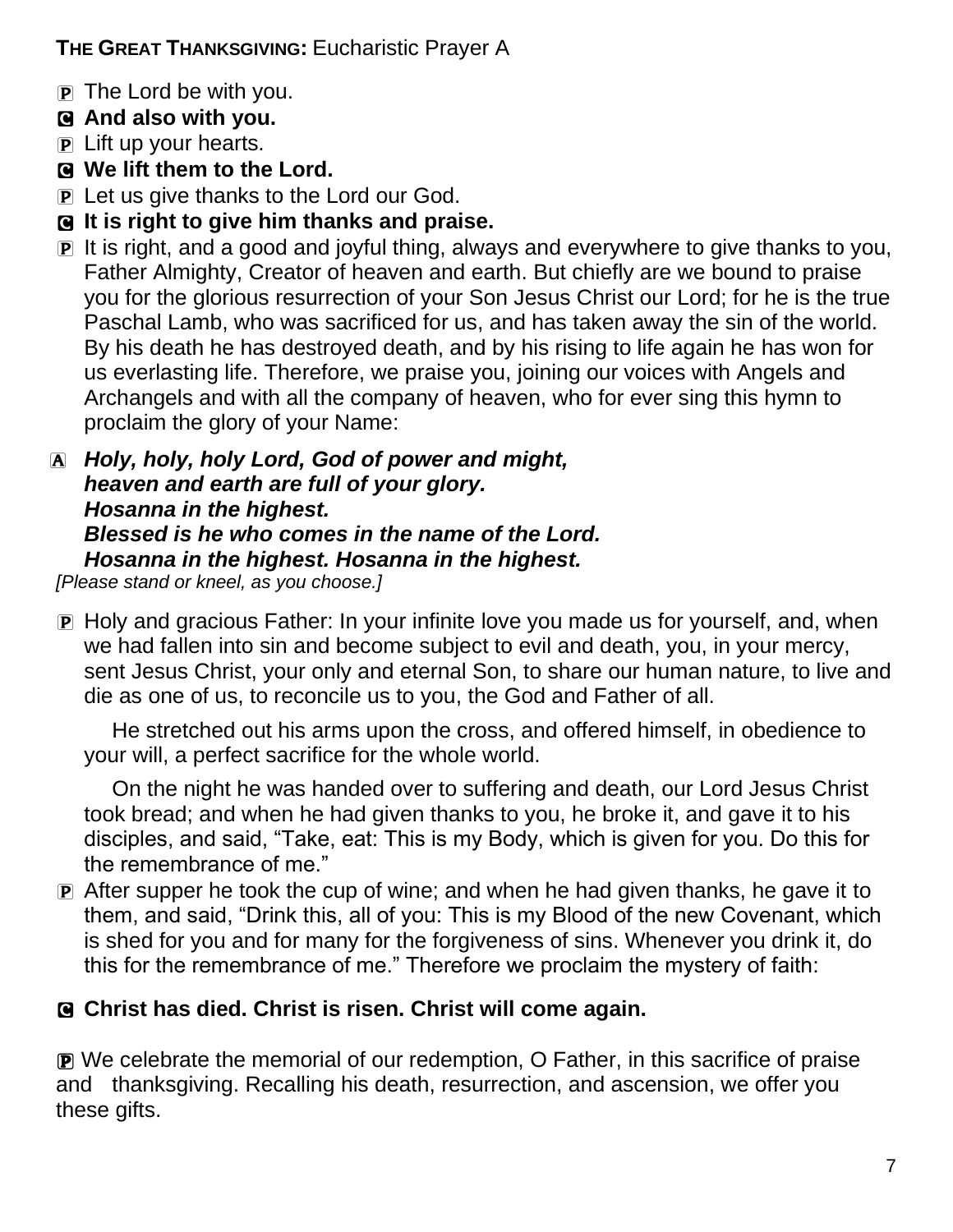**THE GREAT THANKSGIVING:** Eucharistic Prayer A

P The Lord be with you.

**C And also with you.**

P Lift up your hearts.

**C We lift them to the Lord.**

P Let us give thanks to the Lord our God.

**C It is right to give him thanks and praise.**

P It is right, and a good and joyful thing, always and everywhere to give thanks to you, Father Almighty, Creator of heaven and earth. But chiefly are we bound to praise you for the glorious resurrection of your Son Jesus Christ our Lord; for he is the true Paschal Lamb, who was sacrificed for us, and has taken away the sin of the world. By his death he has destroyed death, and by his rising to life again he has won for us everlasting life. Therefore, we praise you, joining our voices with Angels and Archangels and with all the company of heaven, who for ever sing this hymn to proclaim the glory of your Name:

A ***Holy, holy, holy Lord, God of power and might,***
***heaven and earth are full of your glory.***
***Hosanna in the highest.***
***Blessed is he who comes in the name of the Lord.***
***Hosanna in the highest. Hosanna in the highest.***

*[Please stand or kneel, as you choose.]*

P Holy and gracious Father: In your infinite love you made us for yourself, and, when we had fallen into sin and become subject to evil and death, you, in your mercy, sent Jesus Christ, your only and eternal Son, to share our human nature, to live and die as one of us, to reconcile us to you, the God and Father of all.

He stretched out his arms upon the cross, and offered himself, in obedience to your will, a perfect sacrifice for the whole world.

On the night he was handed over to suffering and death, our Lord Jesus Christ took bread; and when he had given thanks to you, he broke it, and gave it to his disciples, and said, "Take, eat: This is my Body, which is given for you. Do this for the remembrance of me."

P After supper he took the cup of wine; and when he had given thanks, he gave it to them, and said, "Drink this, all of you: This is my Blood of the new Covenant, which is shed for you and for many for the forgiveness of sins. Whenever you drink it, do this for the remembrance of me." Therefore we proclaim the mystery of faith:

**C Christ has died. Christ is risen. Christ will come again.**

P We celebrate the memorial of our redemption, O Father, in this sacrifice of praise and thanksgiving. Recalling his death, resurrection, and ascension, we offer you these gifts.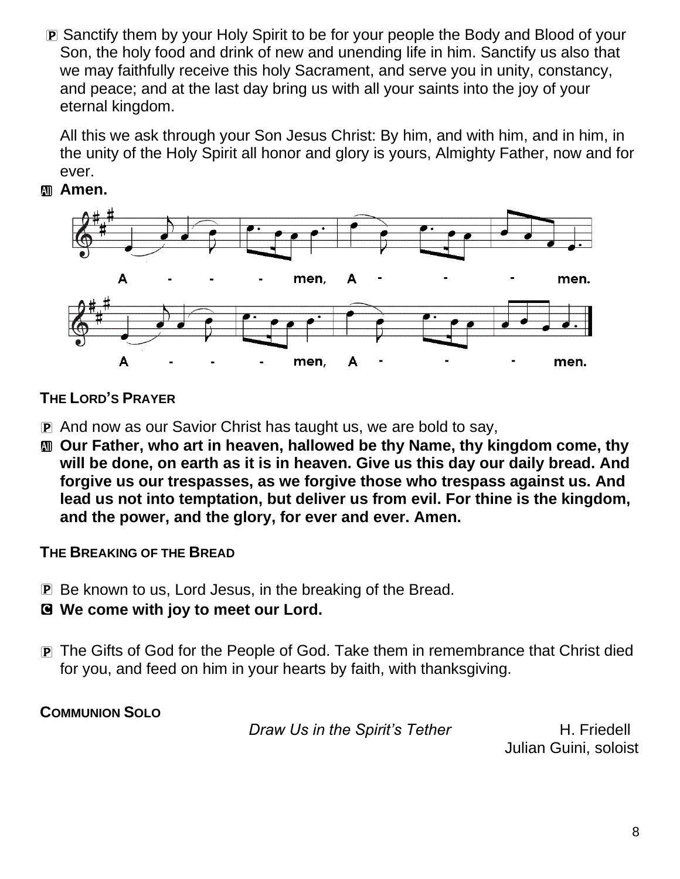P Sanctify them by your Holy Spirit to be for your people the Body and Blood of your Son, the holy food and drink of new and unending life in him. Sanctify us also that we may faithfully receive this holy Sacrament, and serve you in unity, constancy, and peace; and at the last day bring us with all your saints into the joy of your eternal kingdom.

All this we ask through your Son Jesus Christ: By him, and with him, and in him, in the unity of the Holy Spirit all honor and glory is yours, Almighty Father, now and for ever.

All **Amen.**

A - - - men, A - - - men.

A - - - men, A - - - men.

**THE LORD'S PRAYER**

P And now as our Savior Christ has taught us, we are bold to say,

All **Our Father, who art in heaven, hallowed be thy Name, thy kingdom come, thy will be done, on earth as it is in heaven. Give us this day our daily bread. And forgive us our trespasses, as we forgive those who trespass against us. And lead us not into temptation, but deliver us from evil. For thine is the kingdom, and the power, and the glory, for ever and ever. Amen.**

**THE BREAKING OF THE BREAD**

P Be known to us, Lord Jesus, in the breaking of the Bread.

C **We come with joy to meet our Lord.**

P The Gifts of God for the People of God. Take them in remembrance that Christ died for you, and feed on him in your hearts by faith, with thanksgiving.

**COMMUNION SOLO**

*Draw Us in the Spirit's Tether* H. Friedell

Julian Guini, soloist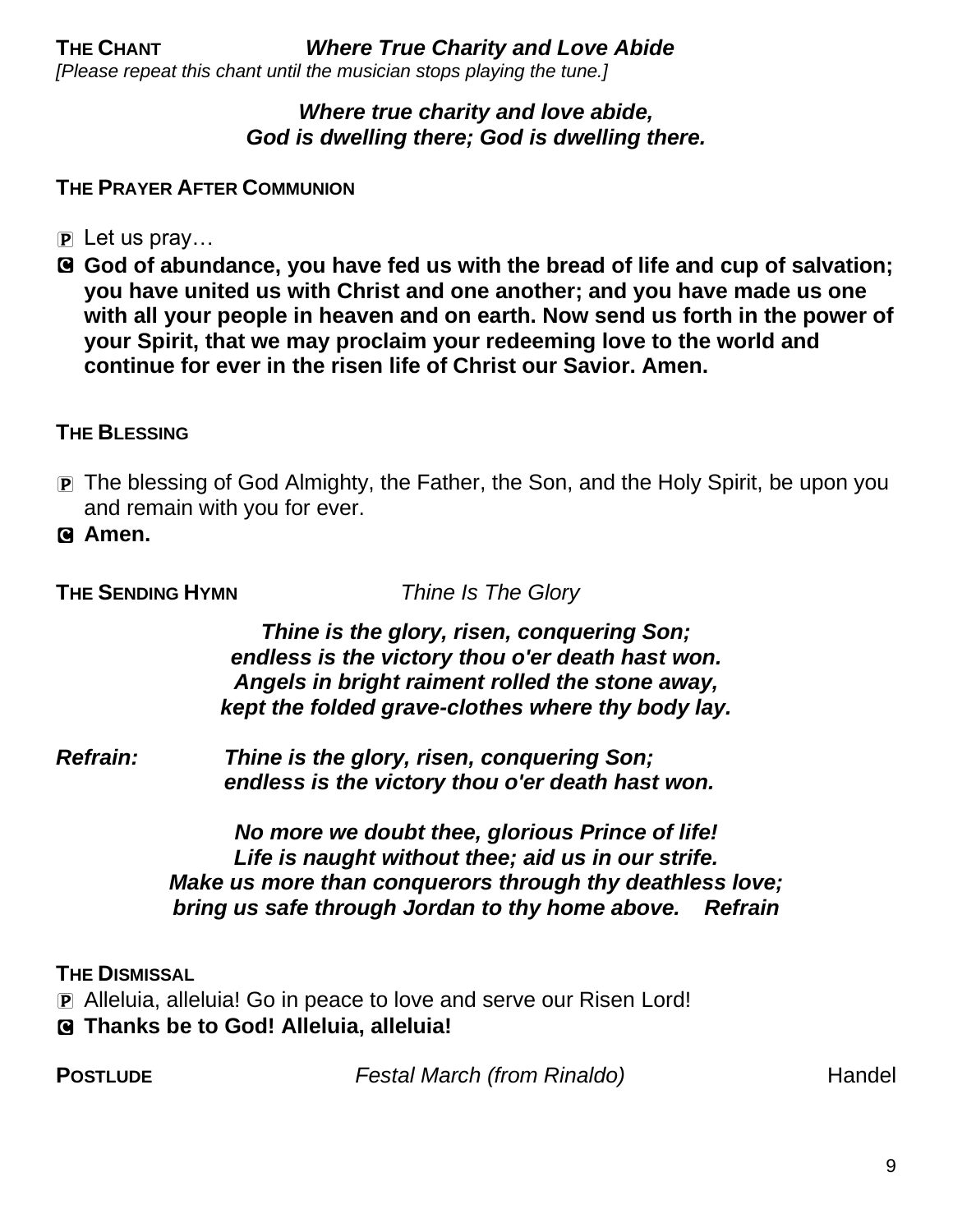**THE CHANT** ***Where True Charity and Love Abide***

*[Please repeat this chant until the musician stops playing the tune.]*

***Where true charity and love abide,***
***God is dwelling there; God is dwelling there.***

**THE PRAYER AFTER COMMUNION**

P Let us pray…

C **God of abundance, you have fed us with the bread of life and cup of salvation; you have united us with Christ and one another; and you have made us one with all your people in heaven and on earth. Now send us forth in the power of your Spirit, that we may proclaim your redeeming love to the world and continue for ever in the risen life of Christ our Savior. Amen.**

**THE BLESSING**

P The blessing of God Almighty, the Father, the Son, and the Holy Spirit, be upon you and remain with you for ever.

C **Amen.**

**THE SENDING HYMN** *Thine Is The Glory*

***Thine is the glory, risen, conquering Son;***
***endless is the victory thou o'er death hast won.***
***Angels in bright raiment rolled the stone away,***
***kept the folded grave-clothes where thy body lay.***

***Refrain:*** ***Thine is the glory, risen, conquering Son;***
***endless is the victory thou o'er death hast won.***

***No more we doubt thee, glorious Prince of life!***
***Life is naught without thee; aid us in our strife.***
***Make us more than conquerors through thy deathless love;***
***bring us safe through Jordan to thy home above. Refrain***

**THE DISMISSAL**

P Alleluia, alleluia! Go in peace to love and serve our Risen Lord!

C **Thanks be to God! Alleluia, alleluia!**

**POSTLUDE** *Festal March (from Rinaldo)* Handel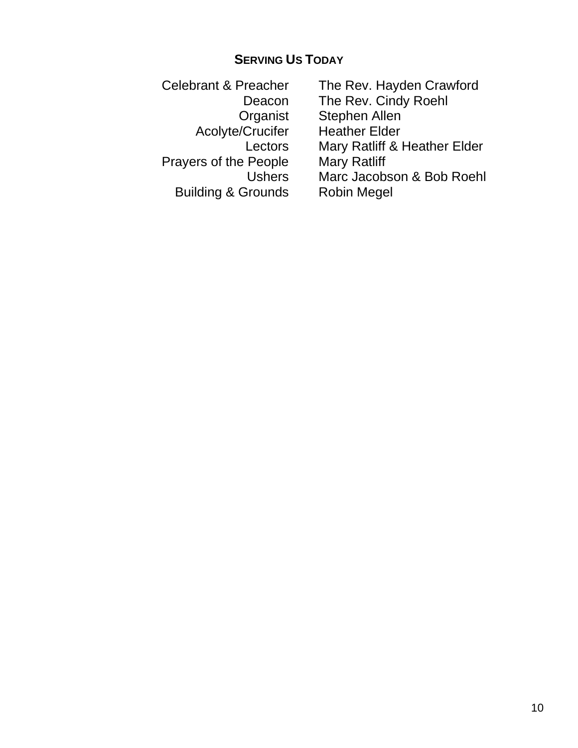## Serving Us Today

| | |
|---|---|
| Celebrant & Preacher | The Rev. Hayden Crawford |
| Deacon | The Rev. Cindy Roehl |
| Organist | Stephen Allen |
| Acolyte/Crucifer | Heather Elder |
| Lectors | Mary Ratliff & Heather Elder |
| Prayers of the People | Mary Ratliff |
| Ushers | Marc Jacobson & Bob Roehl |
| Building & Grounds | Robin Megel |